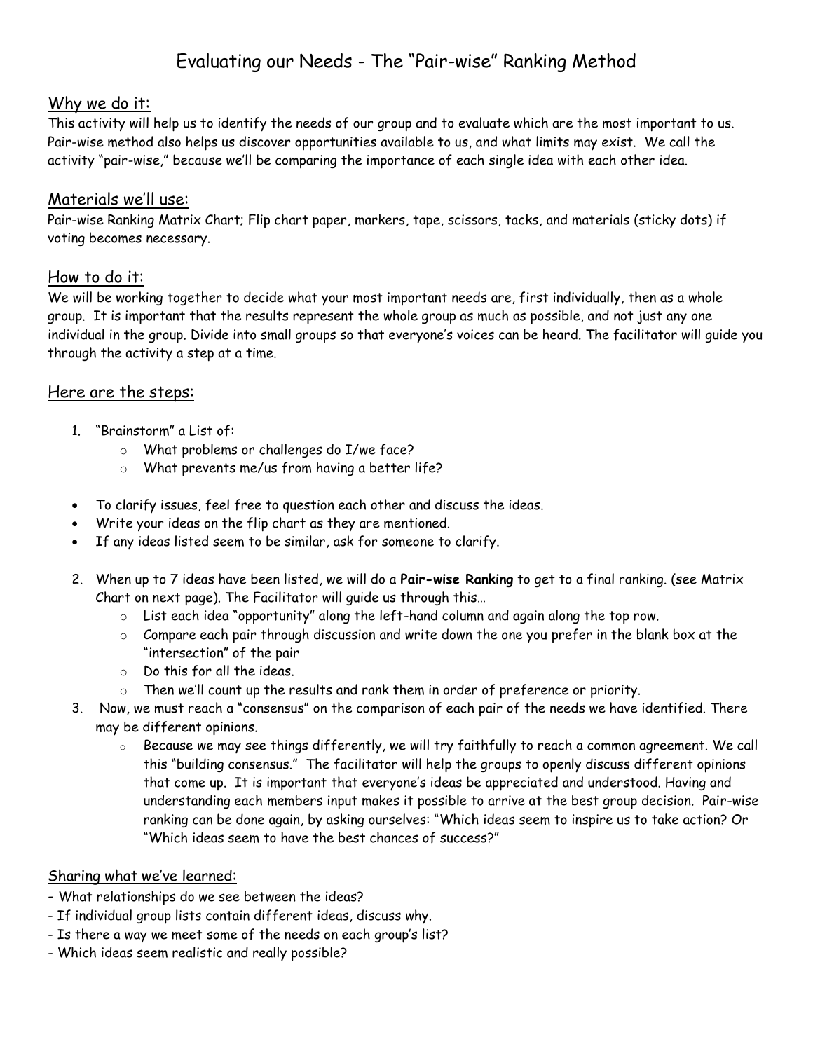# Evaluating our Needs - The "Pair-wise" Ranking Method

## Why we do it:

This activity will help us to identify the needs of our group and to evaluate which are the most important to us. Pair-wise method also helps us discover opportunities available to us, and what limits may exist. We call the activity "pair-wise," because we'll be comparing the importance of each single idea with each other idea.

## Materials we'll use:

Pair-wise Ranking Matrix Chart; Flip chart paper, markers, tape, scissors, tacks, and materials (sticky dots) if voting becomes necessary.

## How to do it:

We will be working together to decide what your most important needs are, first individually, then as a whole group. It is important that the results represent the whole group as much as possible, and not just any one individual in the group. Divide into small groups so that everyone's voices can be heard. The facilitator will guide you through the activity a step at a time.

## Here are the steps:

1. "Brainstorm" a List of:
   - What problems or challenges do I/we face?
   - What prevents me/us from having a better life?

- To clarify issues, feel free to question each other and discuss the ideas.
- Write your ideas on the flip chart as they are mentioned.
- If any ideas listed seem to be similar, ask for someone to clarify.

2. When up to 7 ideas have been listed, we will do a **Pair-wise Ranking** to get to a final ranking. (see Matrix Chart on next page). The Facilitator will guide us through this…
   - List each idea "opportunity" along the left-hand column and again along the top row.
   - Compare each pair through discussion and write down the one you prefer in the blank box at the "intersection" of the pair
   - Do this for all the ideas.
   - Then we'll count up the results and rank them in order of preference or priority.
3. Now, we must reach a "consensus" on the comparison of each pair of the needs we have identified. There may be different opinions.
   - Because we may see things differently, we will try faithfully to reach a common agreement. We call this "building consensus." The facilitator will help the groups to openly discuss different opinions that come up. It is important that everyone's ideas be appreciated and understood. Having and understanding each members input makes it possible to arrive at the best group decision. Pair-wise ranking can be done again, by asking ourselves: "Which ideas seem to inspire us to take action? Or "Which ideas seem to have the best chances of success?"

## Sharing what we've learned:

- What relationships do we see between the ideas?
- If individual group lists contain different ideas, discuss why.
- Is there a way we meet some of the needs on each group's list?
- Which ideas seem realistic and really possible?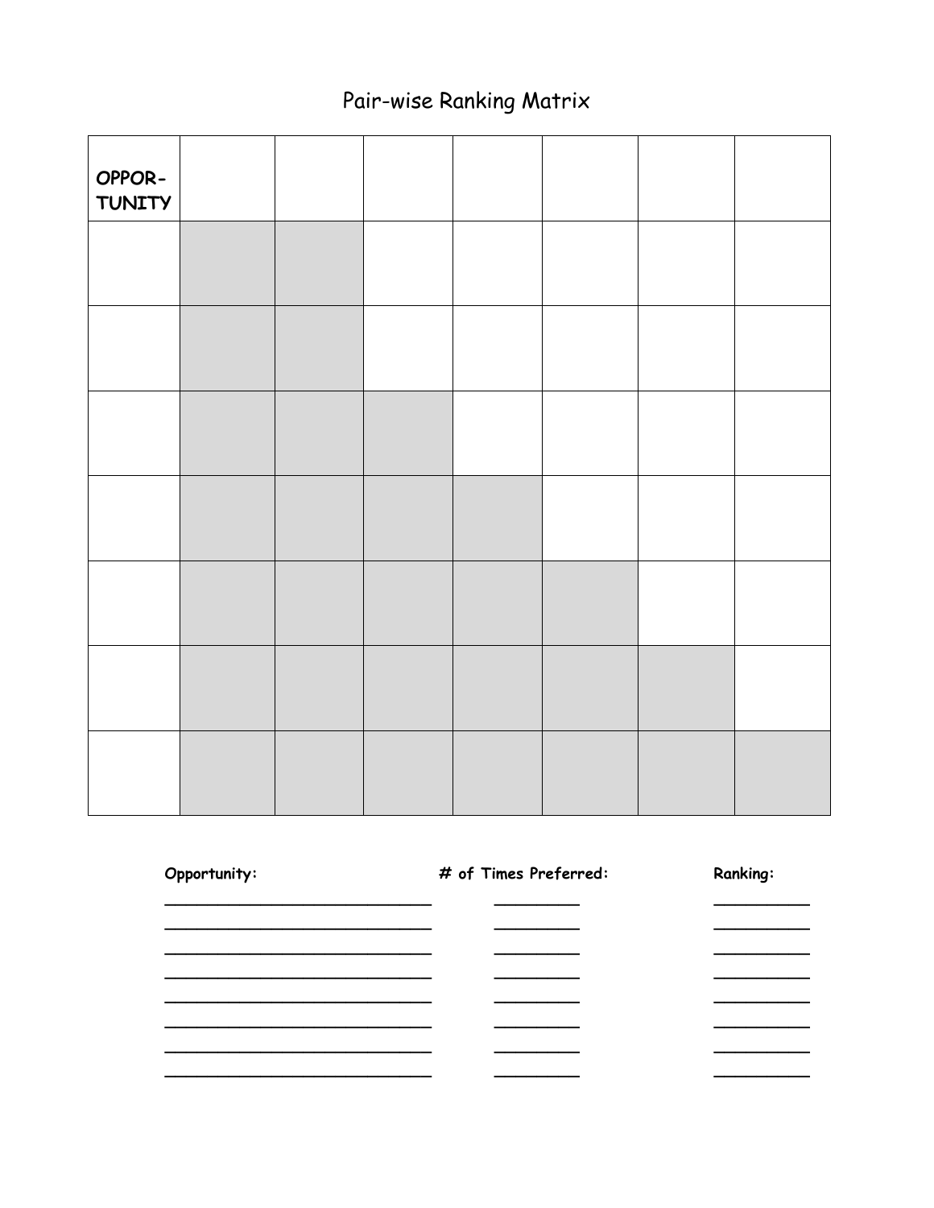# Pair-wise Ranking Matrix

| **OPPOR-TUNITY** | | | | | | | |
|---|---|---|---|---|---|---|---|
| | | | | | | | |
| | | | | | | | |
| | | | | | | | |
| | | | | | | | |
| | | | | | | | |
| | | | | | | | |
| | | | | | | | |

| **Opportunity:** | **# of Times Preferred:** | **Ranking:** |
|---|---|---|
| ______________________________ | __________ | ___________ |
| ______________________________ | __________ | ___________ |
| ______________________________ | __________ | ___________ |
| ______________________________ | __________ | ___________ |
| ______________________________ | __________ | ___________ |
| ______________________________ | __________ | ___________ |
| ______________________________ | __________ | ___________ |
| ______________________________ | __________ | ___________ |